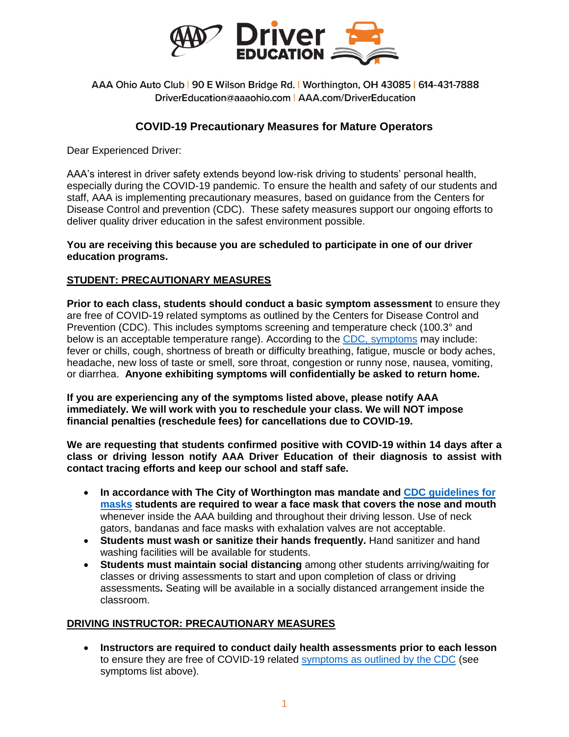AAA Ohio Auto Club | 90 E Wilson Bridge Rd. | Worthington, OH 43085 | 614-431-7888
DriverEducation@aaaohio.com | AAA.com/DriverEducation

# COVID-19 Precautionary Measures for Mature Operators

Dear Experienced Driver:

AAA's interest in driver safety extends beyond low-risk driving to students' personal health, especially during the COVID-19 pandemic. To ensure the health and safety of our students and staff, AAA is implementing precautionary measures, based on guidance from the Centers for Disease Control and prevention (CDC). These safety measures support our ongoing efforts to deliver quality driver education in the safest environment possible.

**You are receiving this because you are scheduled to participate in one of our driver education programs.**

## STUDENT: PRECAUTIONARY MEASURES

**Prior to each class, students should conduct a basic symptom assessment** to ensure they are free of COVID-19 related symptoms as outlined by the Centers for Disease Control and Prevention (CDC). This includes symptoms screening and temperature check (100.3° and below is an acceptable temperature range). According to the CDC, symptoms may include: fever or chills, cough, shortness of breath or difficulty breathing, fatigue, muscle or body aches, headache, new loss of taste or smell, sore throat, congestion or runny nose, nausea, vomiting, or diarrhea. **Anyone exhibiting symptoms will confidentially be asked to return home.**

**If you are experiencing any of the symptoms listed above, please notify AAA immediately. We will work with you to reschedule your class. We will NOT impose financial penalties (reschedule fees) for cancellations due to COVID-19.**

**We are requesting that students confirmed positive with COVID-19 within 14 days after a class or driving lesson notify AAA Driver Education of their diagnosis to assist with contact tracing efforts and keep our school and staff safe.**

- **In accordance with The City of Worthington mas mandate and CDC guidelines for masks students are required to wear a face mask that covers the nose and mouth** whenever inside the AAA building and throughout their driving lesson. Use of neck gators, bandanas and face masks with exhalation valves are not acceptable.
- **Students must wash or sanitize their hands frequently.** Hand sanitizer and hand washing facilities will be available for students.
- **Students must maintain social distancing** among other students arriving/waiting for classes or driving assessments to start and upon completion of class or driving assessments**.** Seating will be available in a socially distanced arrangement inside the classroom.

## DRIVING INSTRUCTOR: PRECAUTIONARY MEASURES

- **Instructors are required to conduct daily health assessments prior to each lesson** to ensure they are free of COVID-19 related symptoms as outlined by the CDC (see symptoms list above).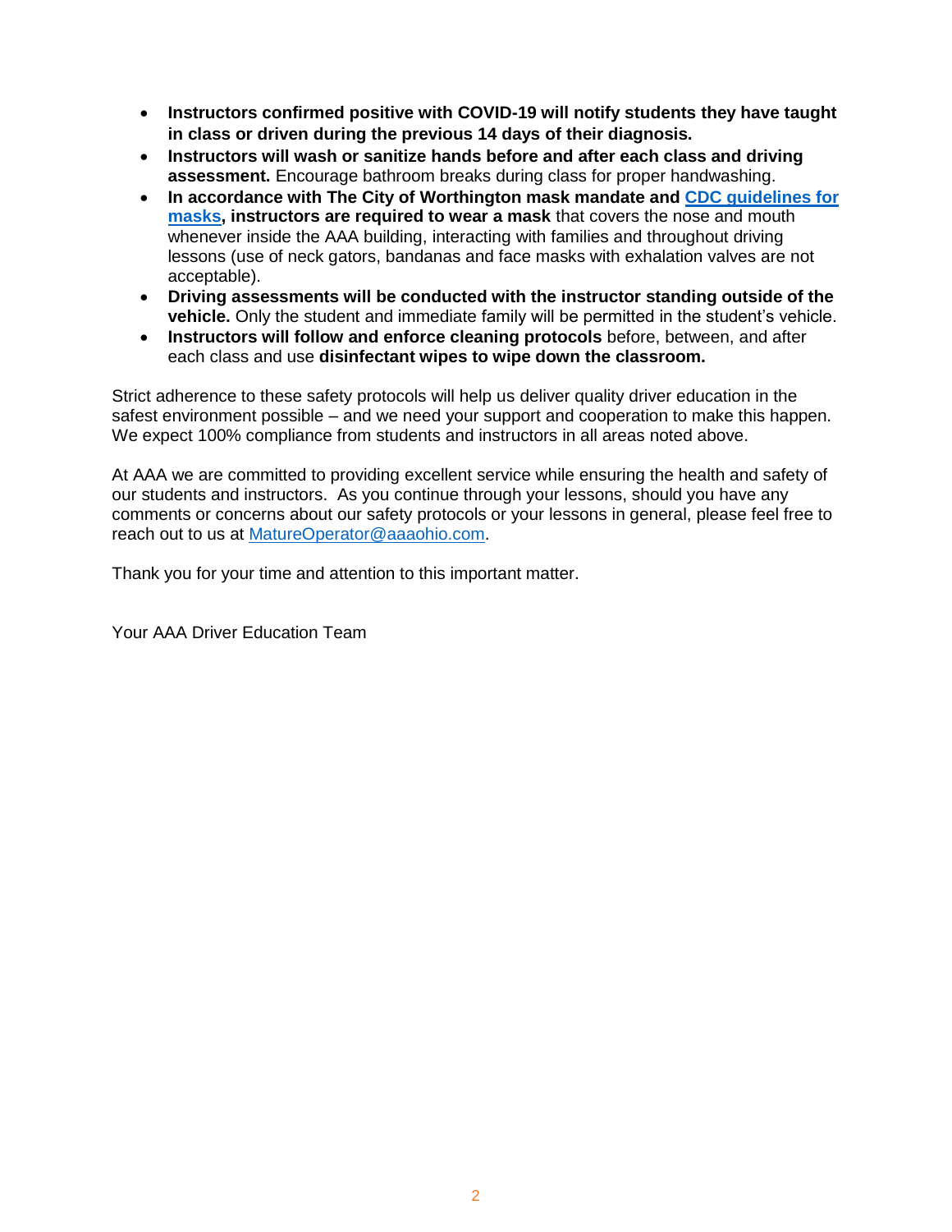- **Instructors confirmed positive with COVID-19 will notify students they have taught in class or driven during the previous 14 days of their diagnosis.**
- **Instructors will wash or sanitize hands before and after each class and driving assessment.** Encourage bathroom breaks during class for proper handwashing.
- **In accordance with The City of Worthington mask mandate and [CDC guidelines for masks](), instructors are required to wear a mask** that covers the nose and mouth whenever inside the AAA building, interacting with families and throughout driving lessons (use of neck gators, bandanas and face masks with exhalation valves are not acceptable).
- **Driving assessments will be conducted with the instructor standing outside of the vehicle.** Only the student and immediate family will be permitted in the student's vehicle.
- **Instructors will follow and enforce cleaning protocols** before, between, and after each class and use **disinfectant wipes to wipe down the classroom.**

Strict adherence to these safety protocols will help us deliver quality driver education in the safest environment possible – and we need your support and cooperation to make this happen. We expect 100% compliance from students and instructors in all areas noted above.

At AAA we are committed to providing excellent service while ensuring the health and safety of our students and instructors. As you continue through your lessons, should you have any comments or concerns about our safety protocols or your lessons in general, please feel free to reach out to us at MatureOperator@aaaohio.com.

Thank you for your time and attention to this important matter.

Your AAA Driver Education Team